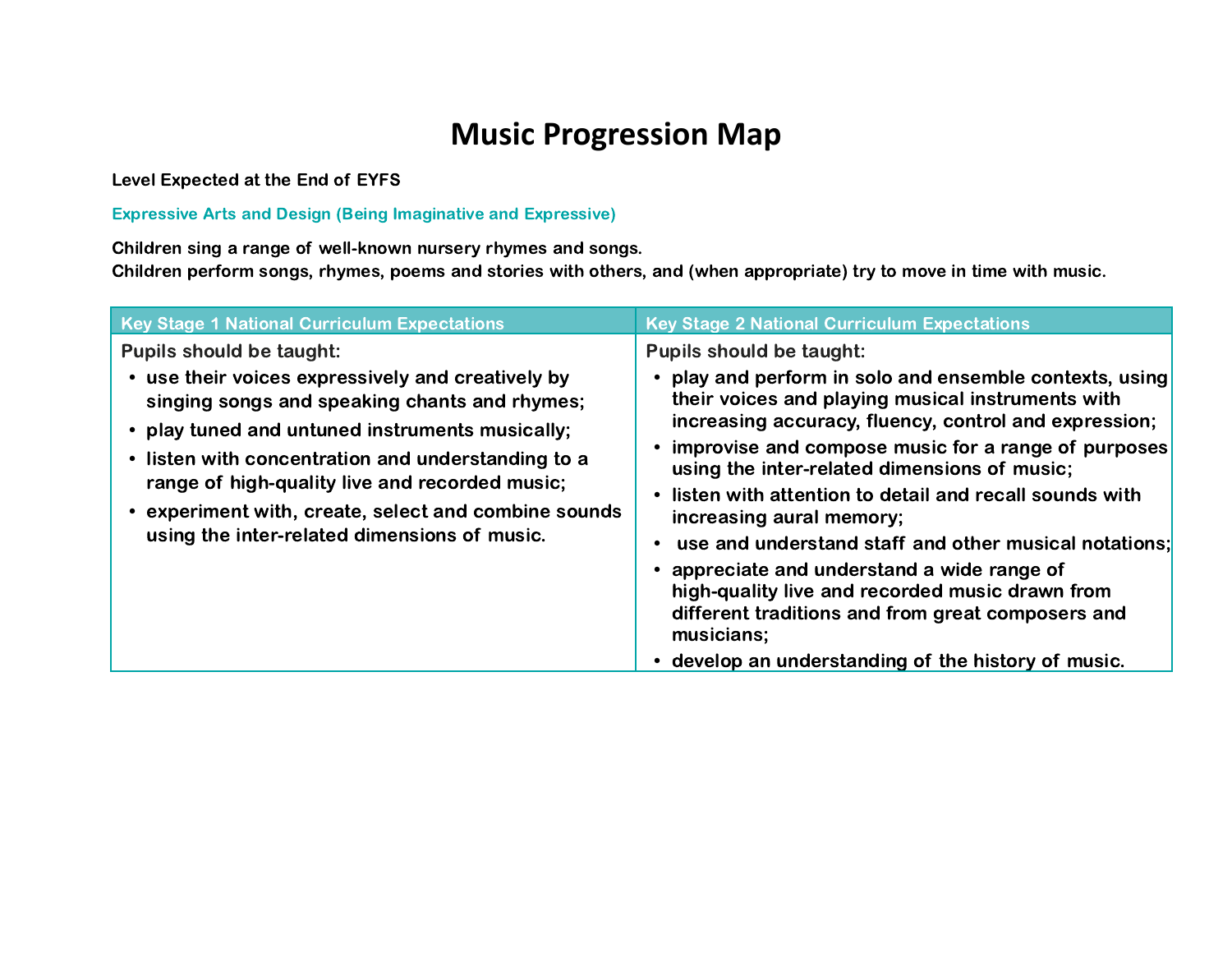# Music Progression Map

**Level Expected at the End of EYFS**

**Expressive Arts and Design (Being Imaginative and Expressive)**

**Children sing a range of well-known nursery rhymes and songs.**
**Children perform songs, rhymes, poems and stories with others, and (when appropriate) try to move in time with music.**

| Key Stage 1 National Curriculum Expectations | Key Stage 2 National Curriculum Expectations |
|---|---|
| Pupils should be taught:<br>• use their voices expressively and creatively by singing songs and speaking chants and rhymes;<br>• play tuned and untuned instruments musically;<br>• listen with concentration and understanding to a range of high-quality live and recorded music;<br>• experiment with, create, select and combine sounds using the inter-related dimensions of music. | Pupils should be taught:<br>• play and perform in solo and ensemble contexts, using their voices and playing musical instruments with increasing accuracy, fluency, control and expression;<br>• improvise and compose music for a range of purposes using the inter-related dimensions of music;<br>• listen with attention to detail and recall sounds with increasing aural memory;<br>• use and understand staff and other musical notations;<br>• appreciate and understand a wide range of high-quality live and recorded music drawn from different traditions and from great composers and musicians;<br>• develop an understanding of the history of music. |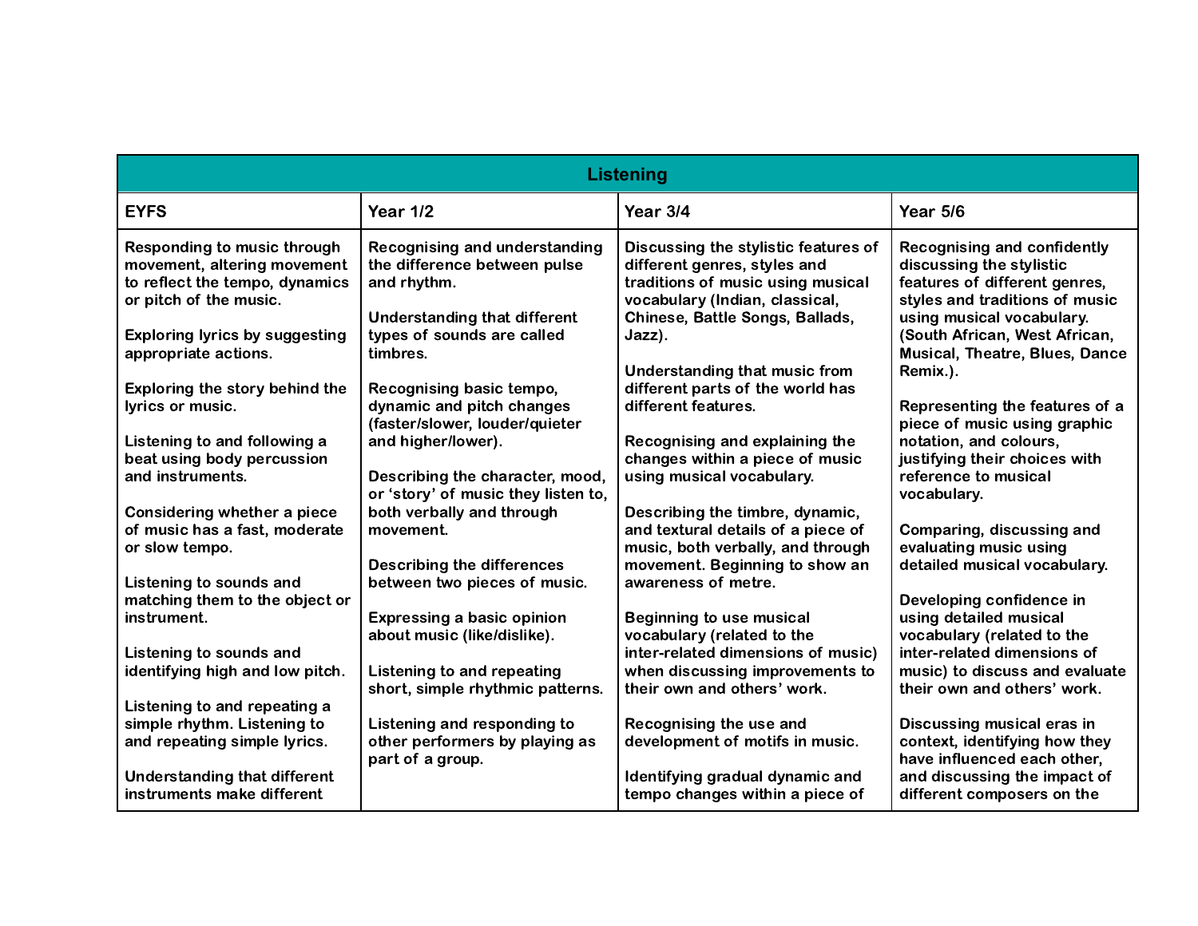| Listening | | | |
|---|---|---|---|
| **EYFS** | **Year 1/2** | **Year 3/4** | **Year 5/6** |
| Responding to music through movement, altering movement to reflect the tempo, dynamics or pitch of the music.<br><br>Exploring lyrics by suggesting appropriate actions.<br><br>Exploring the story behind the lyrics or music.<br><br>Listening to and following a beat using body percussion and instruments.<br><br>Considering whether a piece of music has a fast, moderate or slow tempo.<br><br>Listening to sounds and matching them to the object or instrument.<br><br>Listening to sounds and identifying high and low pitch.<br><br>Listening to and repeating a simple rhythm. Listening to and repeating simple lyrics.<br><br>Understanding that different instruments make different | Recognising and understanding the difference between pulse and rhythm.<br><br>Understanding that different types of sounds are called timbres.<br><br>Recognising basic tempo, dynamic and pitch changes (faster/slower, louder/quieter and higher/lower).<br><br>Describing the character, mood, or 'story' of music they listen to, both verbally and through movement.<br><br>Describing the differences between two pieces of music.<br><br>Expressing a basic opinion about music (like/dislike).<br><br>Listening to and repeating short, simple rhythmic patterns.<br><br>Listening and responding to other performers by playing as part of a group. | Discussing the stylistic features of different genres, styles and traditions of music using musical vocabulary (Indian, classical, Chinese, Battle Songs, Ballads, Jazz).<br><br>Understanding that music from different parts of the world has different features.<br><br>Recognising and explaining the changes within a piece of music using musical vocabulary.<br><br>Describing the timbre, dynamic, and textural details of a piece of music, both verbally, and through movement. Beginning to show an awareness of metre.<br><br>Beginning to use musical vocabulary (related to the inter-related dimensions of music) when discussing improvements to their own and others' work.<br><br>Recognising the use and development of motifs in music.<br><br>Identifying gradual dynamic and tempo changes within a piece of | Recognising and confidently discussing the stylistic features of different genres, styles and traditions of music using musical vocabulary. (South African, West African, Musical, Theatre, Blues, Dance Remix.).<br><br>Representing the features of a piece of music using graphic notation, and colours, justifying their choices with reference to musical vocabulary.<br><br>Comparing, discussing and evaluating music using detailed musical vocabulary.<br><br>Developing confidence in using detailed musical vocabulary (related to the inter-related dimensions of music) to discuss and evaluate their own and others' work.<br><br>Discussing musical eras in context, identifying how they have influenced each other, and discussing the impact of different composers on the |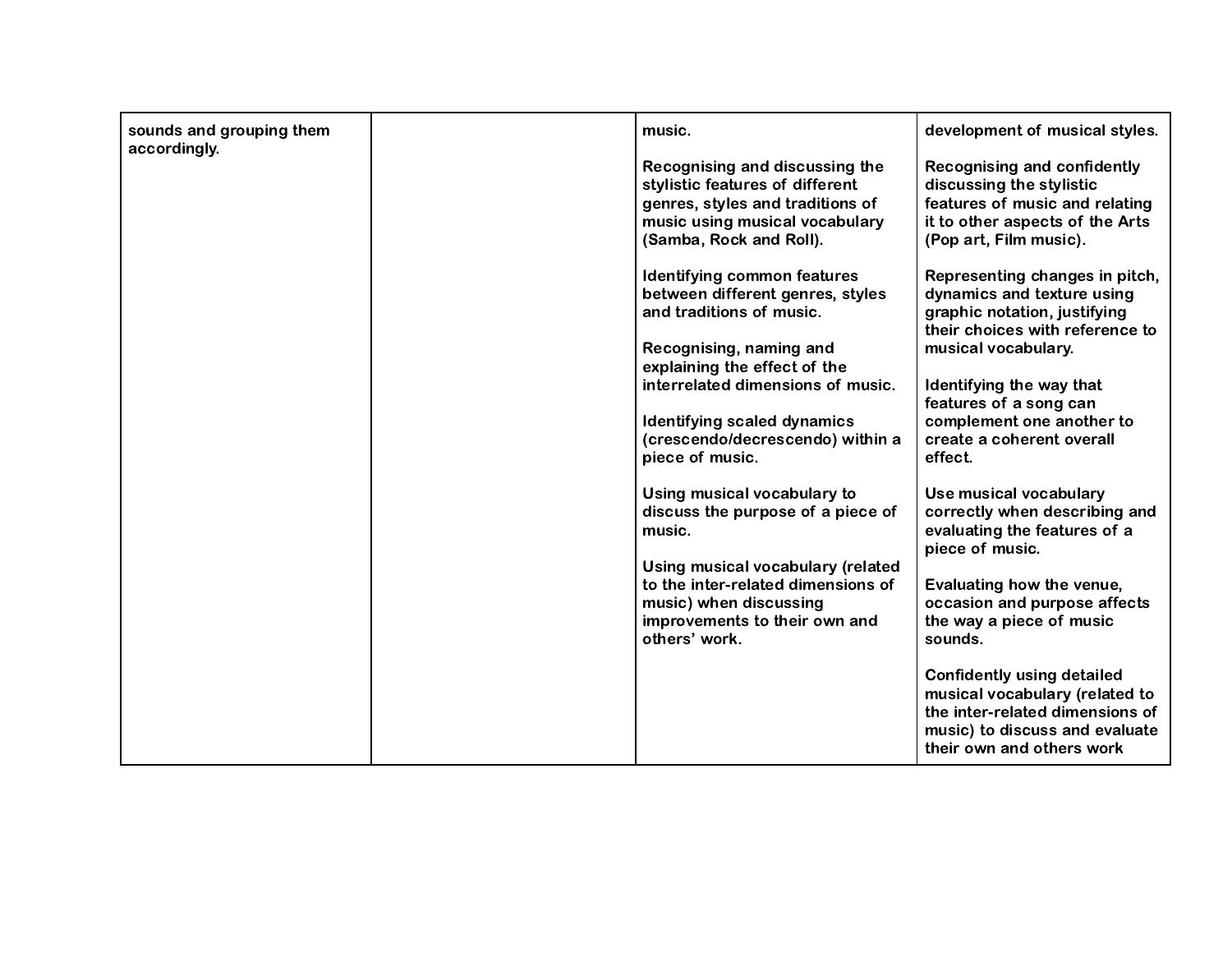| | | | |
|---|---|---|---|
| **sounds and grouping them accordingly.** | | **music.**<br><br>**Recognising and discussing the stylistic features of different genres, styles and traditions of music using musical vocabulary (Samba, Rock and Roll).**<br><br>**Identifying common features between different genres, styles and traditions of music.**<br><br>**Recognising, naming and explaining the effect of the interrelated dimensions of music.**<br><br>**Identifying scaled dynamics (crescendo/decrescendo) within a piece of music.**<br><br>**Using musical vocabulary to discuss the purpose of a piece of music.**<br><br>**Using musical vocabulary (related to the inter-related dimensions of music) when discussing improvements to their own and others' work.** | **development of musical styles.**<br><br>**Recognising and confidently discussing the stylistic features of music and relating it to other aspects of the Arts (Pop art, Film music).**<br><br>**Representing changes in pitch, dynamics and texture using graphic notation, justifying their choices with reference to musical vocabulary.**<br><br>**Identifying the way that features of a song can complement one another to create a coherent overall effect.**<br><br>**Use musical vocabulary correctly when describing and evaluating the features of a piece of music.**<br><br>**Evaluating how the venue, occasion and purpose affects the way a piece of music sounds.**<br><br>**Confidently using detailed musical vocabulary (related to the inter-related dimensions of music) to discuss and evaluate their own and others work** |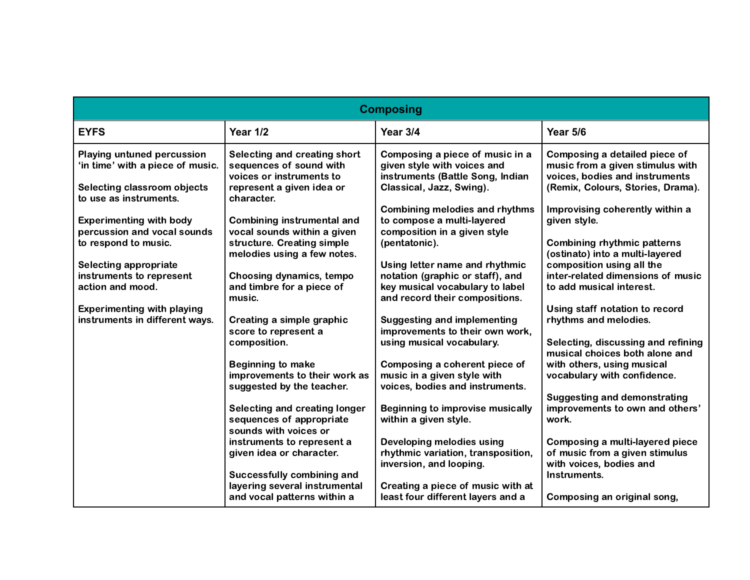| Composing | | | |
|---|---|---|---|
| **EYFS** | **Year 1/2** | **Year 3/4** | **Year 5/6** |
| **Playing untuned percussion 'in time' with a piece of music.**<br><br>**Selecting classroom objects to use as instruments.**<br><br>**Experimenting with body percussion and vocal sounds to respond to music.**<br><br>**Selecting appropriate instruments to represent action and mood.**<br><br>**Experimenting with playing instruments in different ways.** | **Selecting and creating short sequences of sound with voices or instruments to represent a given idea or character.**<br><br>**Combining instrumental and vocal sounds within a given structure. Creating simple melodies using a few notes.**<br><br>**Choosing dynamics, tempo and timbre for a piece of music.**<br><br>**Creating a simple graphic score to represent a composition.**<br><br>**Beginning to make improvements to their work as suggested by the teacher.**<br><br>**Selecting and creating longer sequences of appropriate sounds with voices or instruments to represent a given idea or character.**<br><br>**Successfully combining and layering several instrumental and vocal patterns within a** | **Composing a piece of music in a given style with voices and instruments (Battle Song, Indian Classical, Jazz, Swing).**<br><br>**Combining melodies and rhythms to compose a multi-layered composition in a given style (pentatonic).**<br><br>**Using letter name and rhythmic notation (graphic or staff), and key musical vocabulary to label and record their compositions.**<br><br>**Suggesting and implementing improvements to their own work, using musical vocabulary.**<br><br>**Composing a coherent piece of music in a given style with voices, bodies and instruments.**<br><br>**Beginning to improvise musically within a given style.**<br><br>**Developing melodies using rhythmic variation, transposition, inversion, and looping.**<br><br>**Creating a piece of music with at least four different layers and a** | **Composing a detailed piece of music from a given stimulus with voices, bodies and instruments (Remix, Colours, Stories, Drama).**<br><br>**Improvising coherently within a given style.**<br><br>**Combining rhythmic patterns (ostinato) into a multi-layered composition using all the inter-related dimensions of music to add musical interest.**<br><br>**Using staff notation to record rhythms and melodies.**<br><br>**Selecting, discussing and refining musical choices both alone and with others, using musical vocabulary with confidence.**<br><br>**Suggesting and demonstrating improvements to own and others' work.**<br><br>**Composing a multi-layered piece of music from a given stimulus with voices, bodies and Instruments.**<br><br>**Composing an original song,** |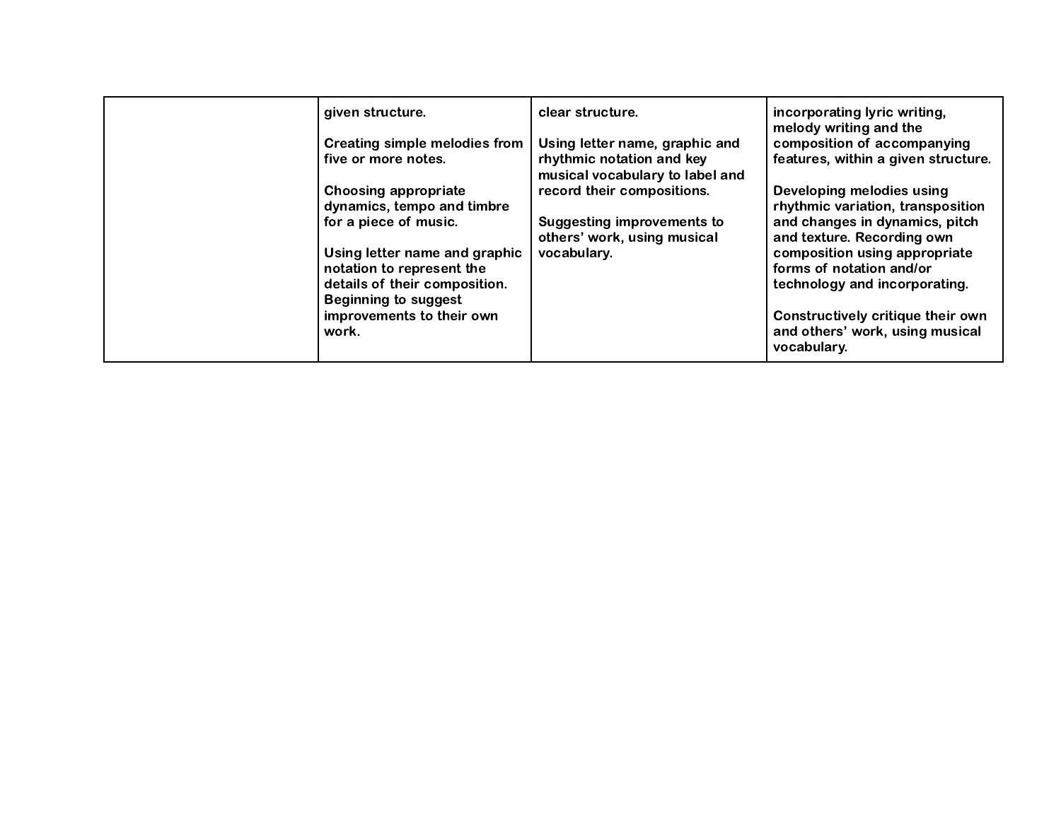| | | | |
|---|---|---|---|
| | **given structure.**<br><br>**Creating simple melodies from five or more notes.**<br><br>**Choosing appropriate dynamics, tempo and timbre for a piece of music.**<br><br>**Using letter name and graphic notation to represent the details of their composition. Beginning to suggest improvements to their own work.** | **clear structure.**<br><br>**Using letter name, graphic and rhythmic notation and key musical vocabulary to label and record their compositions.**<br><br>**Suggesting improvements to others' work, using musical vocabulary.** | **incorporating lyric writing, melody writing and the composition of accompanying features, within a given structure.**<br><br>**Developing melodies using rhythmic variation, transposition and changes in dynamics, pitch and texture. Recording own composition using appropriate forms of notation and/or technology and incorporating.**<br><br>**Constructively critique their own and others' work, using musical vocabulary.** |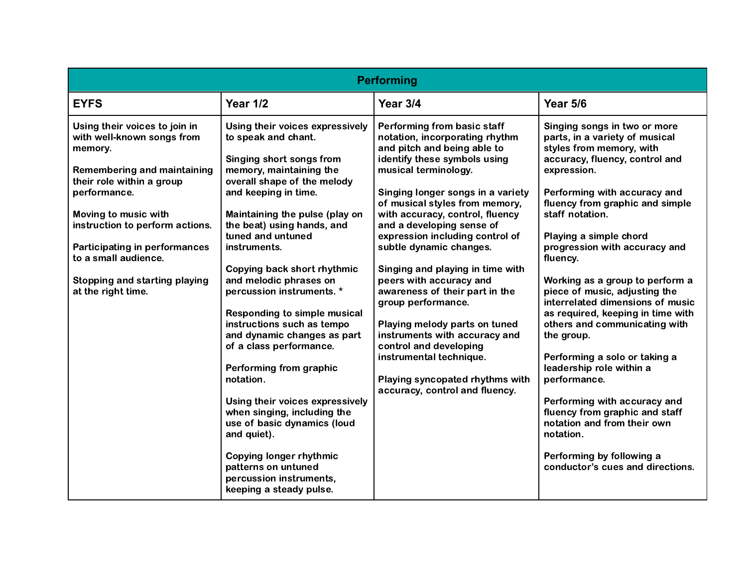| Performing | | | |
|---|---|---|---|
| **EYFS** | **Year 1/2** | **Year 3/4** | **Year 5/6** |
| Using their voices to join in with well-known songs from memory.<br><br>Remembering and maintaining their role within a group performance.<br><br>Moving to music with instruction to perform actions.<br><br>Participating in performances to a small audience.<br><br>Stopping and starting playing at the right time. | Using their voices expressively to speak and chant.<br><br>Singing short songs from memory, maintaining the overall shape of the melody and keeping in time.<br><br>Maintaining the pulse (play on the beat) using hands, and tuned and untuned instruments.<br><br>Copying back short rhythmic and melodic phrases on percussion instruments. *<br><br>Responding to simple musical instructions such as tempo and dynamic changes as part of a class performance.<br><br>Performing from graphic notation.<br><br>Using their voices expressively when singing, including the use of basic dynamics (loud and quiet).<br><br>Copying longer rhythmic patterns on untuned percussion instruments, keeping a steady pulse. | Performing from basic staff notation, incorporating rhythm and pitch and being able to identify these symbols using musical terminology.<br><br>Singing longer songs in a variety of musical styles from memory, with accuracy, control, fluency and a developing sense of expression including control of subtle dynamic changes.<br><br>Singing and playing in time with peers with accuracy and awareness of their part in the group performance.<br><br>Playing melody parts on tuned instruments with accuracy and control and developing instrumental technique.<br><br>Playing syncopated rhythms with accuracy, control and fluency. | Singing songs in two or more parts, in a variety of musical styles from memory, with accuracy, fluency, control and expression.<br><br>Performing with accuracy and fluency from graphic and simple staff notation.<br><br>Playing a simple chord progression with accuracy and fluency.<br><br>Working as a group to perform a piece of music, adjusting the interrelated dimensions of music as required, keeping in time with others and communicating with the group.<br><br>Performing a solo or taking a leadership role within a performance.<br><br>Performing with accuracy and fluency from graphic and staff notation and from their own notation.<br><br>Performing by following a conductor's cues and directions. |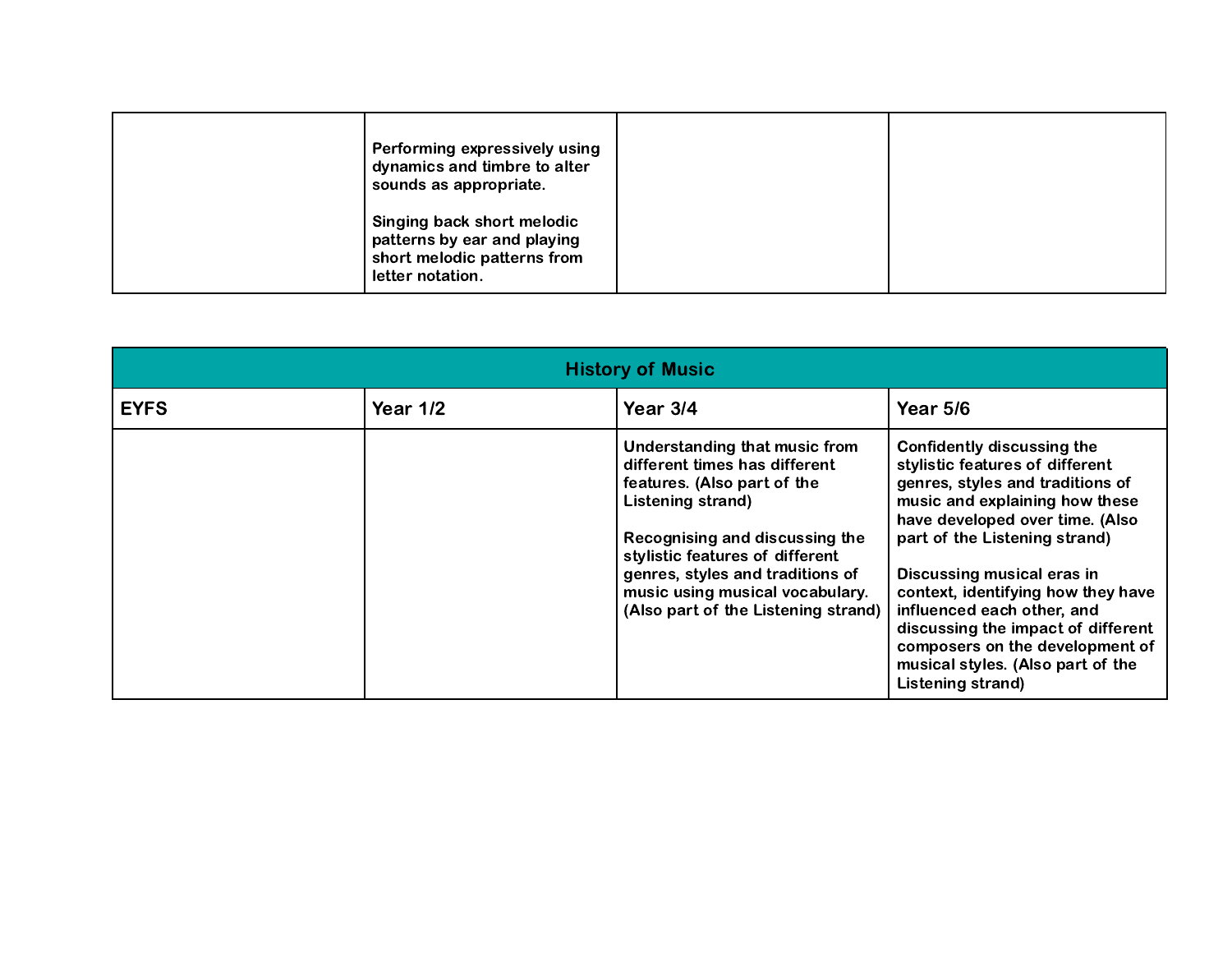| | | | |
|---|---|---|---|
| | **Performing expressively using dynamics and timbre to alter sounds as appropriate.**<br><br>**Singing back short melodic patterns by ear and playing short melodic patterns from letter notation.** | | |

| **History of Music** | | | |
|---|---|---|---|
| **EYFS** | **Year 1/2** | **Year 3/4** | **Year 5/6** |
| | | **Understanding that music from different times has different features. (Also part of the Listening strand)**<br><br>**Recognising and discussing the stylistic features of different genres, styles and traditions of music using musical vocabulary. (Also part of the Listening strand)** | **Confidently discussing the stylistic features of different genres, styles and traditions of music and explaining how these have developed over time. (Also part of the Listening strand)**<br><br>**Discussing musical eras in context, identifying how they have influenced each other, and discussing the impact of different composers on the development of musical styles. (Also part of the Listening strand)** |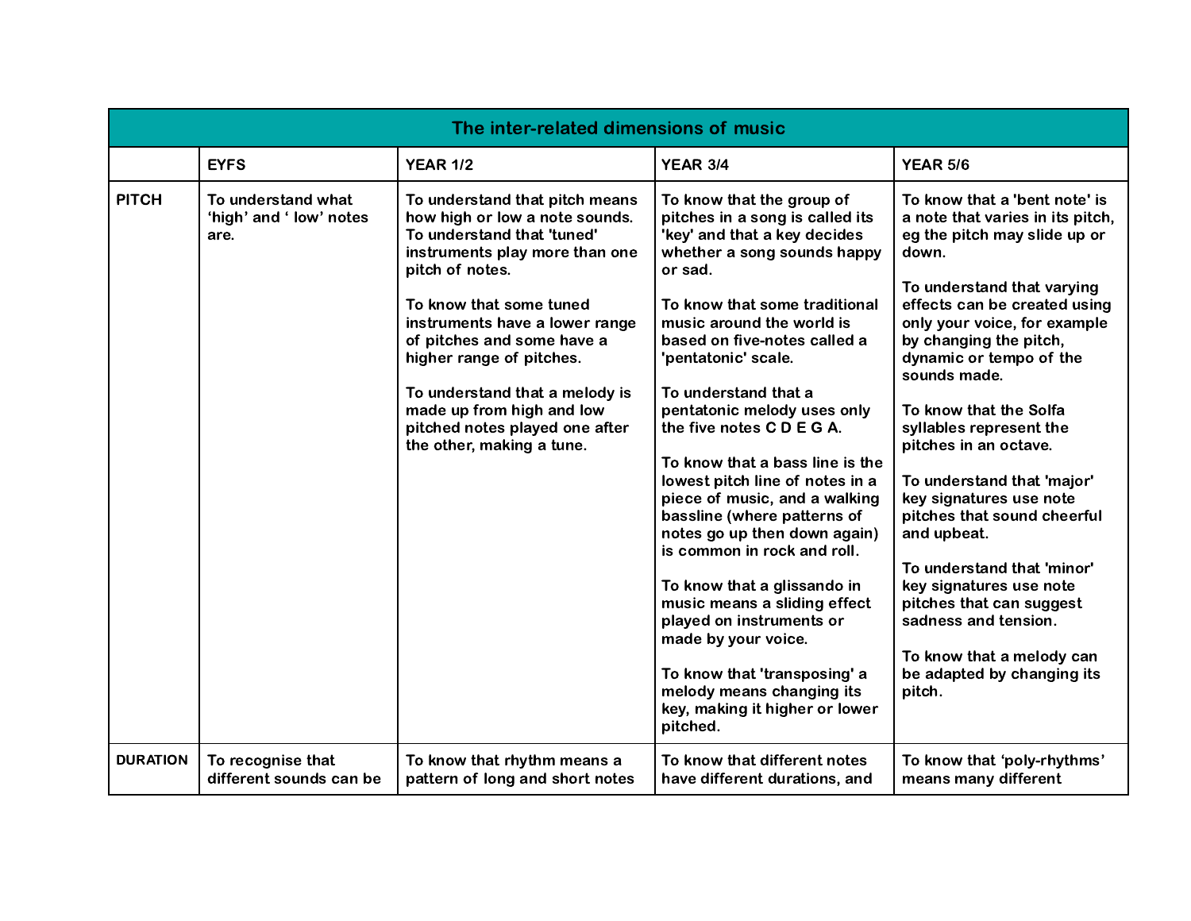| The inter-related dimensions of music | | | | |
|---|---|---|---|---|
| | **EYFS** | **YEAR 1/2** | **YEAR 3/4** | **YEAR 5/6** |
| **PITCH** | To understand what 'high' and ' low' notes are. | To understand that pitch means how high or low a note sounds. To understand that 'tuned' instruments play more than one pitch of notes.<br><br>To know that some tuned instruments have a lower range of pitches and some have a higher range of pitches.<br><br>To understand that a melody is made up from high and low pitched notes played one after the other, making a tune. | To know that the group of pitches in a song is called its 'key' and that a key decides whether a song sounds happy or sad.<br><br>To know that some traditional music around the world is based on five-notes called a 'pentatonic' scale.<br><br>To understand that a pentatonic melody uses only the five notes C D E G A.<br><br>To know that a bass line is the lowest pitch line of notes in a piece of music, and a walking bassline (where patterns of notes go up then down again) is common in rock and roll.<br><br>To know that a glissando in music means a sliding effect played on instruments or made by your voice.<br><br>To know that 'transposing' a melody means changing its key, making it higher or lower pitched. | To know that a 'bent note' is a note that varies in its pitch, eg the pitch may slide up or down.<br><br>To understand that varying effects can be created using only your voice, for example by changing the pitch, dynamic or tempo of the sounds made.<br><br>To know that the Solfa syllables represent the pitches in an octave.<br><br>To understand that 'major' key signatures use note pitches that sound cheerful and upbeat.<br><br>To understand that 'minor' key signatures use note pitches that can suggest sadness and tension.<br><br>To know that a melody can be adapted by changing its pitch. |
| **DURATION** | To recognise that different sounds can be | To know that rhythm means a pattern of long and short notes | To know that different notes have different durations, and | To know that 'poly-rhythms' means many different |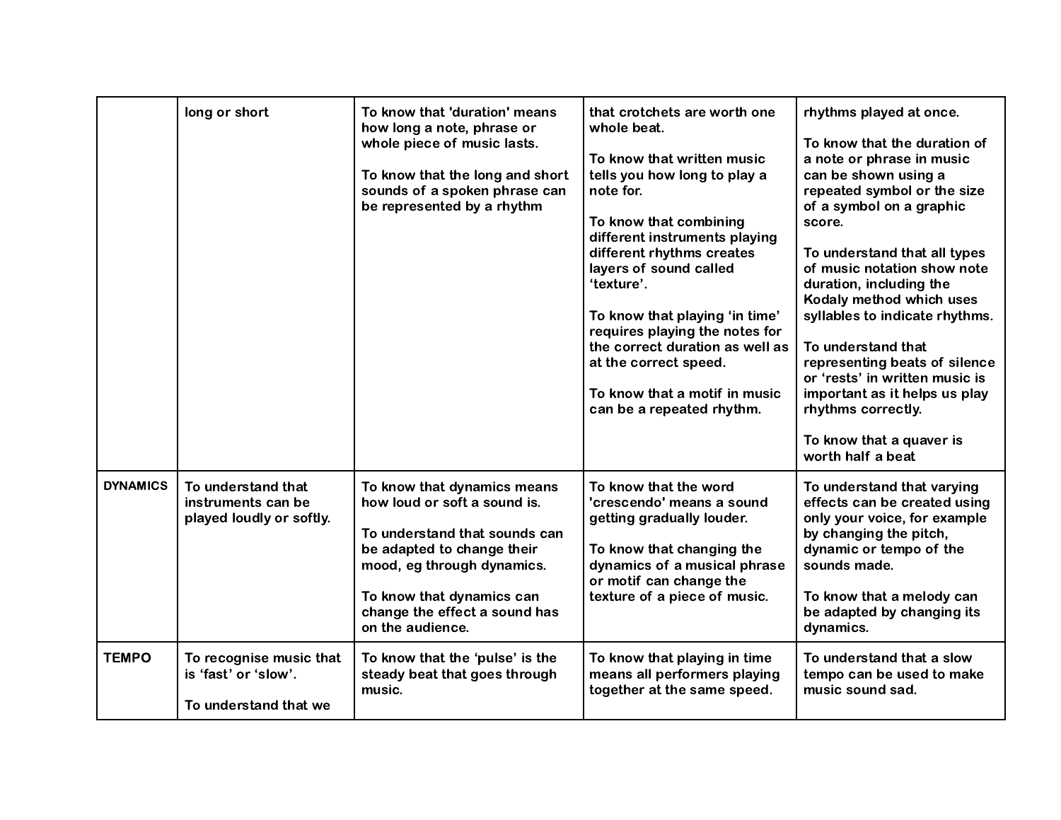| | | | | |
|---|---|---|---|---|
| | **long or short** | **To know that 'duration' means how long a note, phrase or whole piece of music lasts.**<br><br>**To know that the long and short sounds of a spoken phrase can be represented by a rhythm** | **that crotchets are worth one whole beat.**<br><br>**To know that written music tells you how long to play a note for.**<br><br>**To know that combining different instruments playing different rhythms creates layers of sound called 'texture'.**<br><br>**To know that playing 'in time' requires playing the notes for the correct duration as well as at the correct speed.**<br><br>**To know that a motif in music can be a repeated rhythm.** | **rhythms played at once.**<br><br>**To know that the duration of a note or phrase in music can be shown using a repeated symbol or the size of a symbol on a graphic score.**<br><br>**To understand that all types of music notation show note duration, including the Kodaly method which uses syllables to indicate rhythms.**<br><br>**To understand that representing beats of silence or 'rests' in written music is important as it helps us play rhythms correctly.**<br><br>**To know that a quaver is worth half a beat** |
| **DYNAMICS** | **To understand that instruments can be played loudly or softly.** | **To know that dynamics means how loud or soft a sound is.**<br><br>**To understand that sounds can be adapted to change their mood, eg through dynamics.**<br><br>**To know that dynamics can change the effect a sound has on the audience.** | **To know that the word 'crescendo' means a sound getting gradually louder.**<br><br>**To know that changing the dynamics of a musical phrase or motif can change the texture of a piece of music.** | **To understand that varying effects can be created using only your voice, for example by changing the pitch, dynamic or tempo of the sounds made.**<br><br>**To know that a melody can be adapted by changing its dynamics.** |
| **TEMPO** | **To recognise music that is 'fast' or 'slow'.**<br><br>**To understand that we** | **To know that the 'pulse' is the steady beat that goes through music.** | **To know that playing in time means all performers playing together at the same speed.** | **To understand that a slow tempo can be used to make music sound sad.** |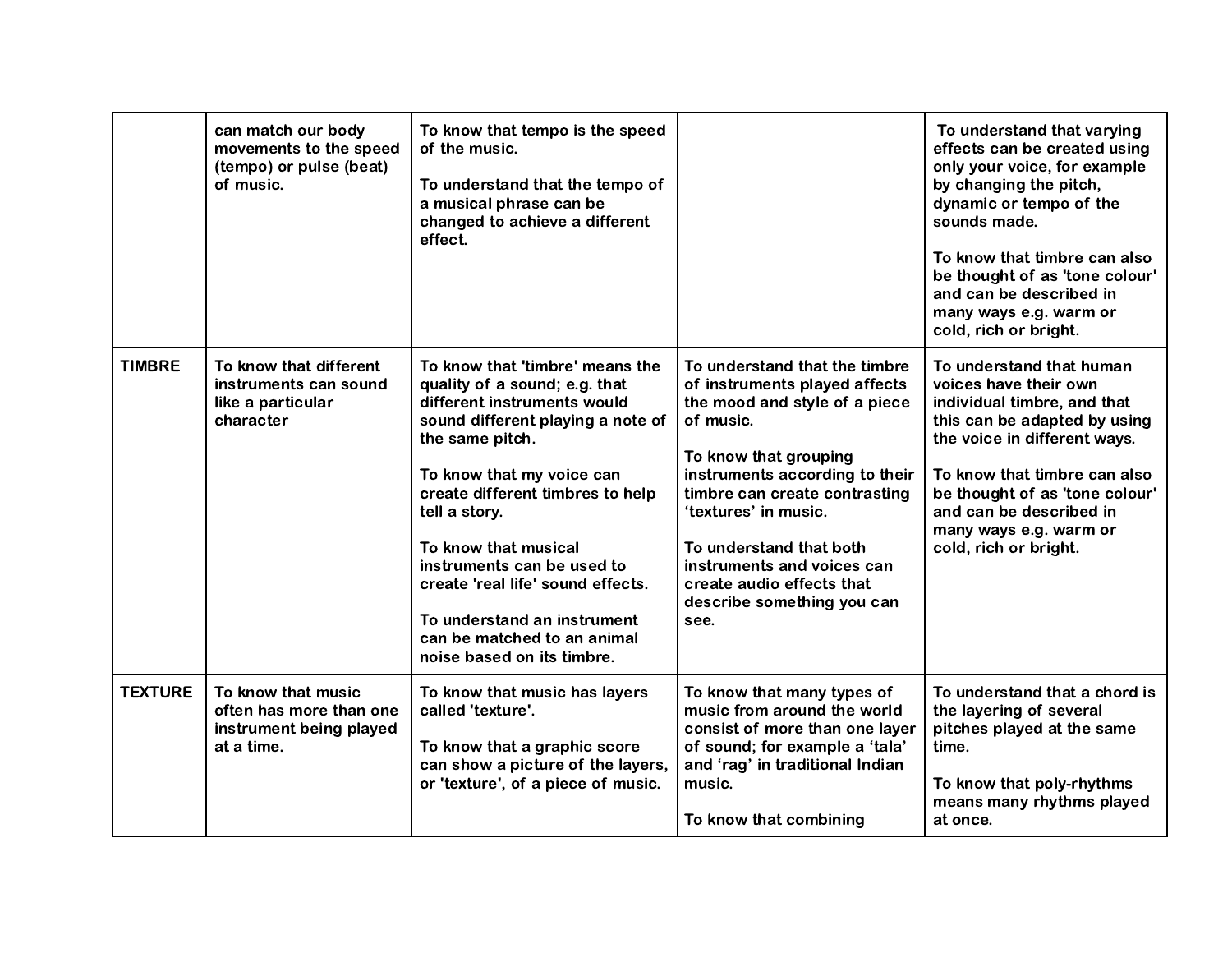| | | | | |
|---|---|---|---|---|
| | can match our body movements to the speed (tempo) or pulse (beat) of music. | To know that tempo is the speed of the music.<br><br>To understand that the tempo of a musical phrase can be changed to achieve a different effect. | | To understand that varying effects can be created using only your voice, for example by changing the pitch, dynamic or tempo of the sounds made.<br><br>To know that timbre can also be thought of as 'tone colour' and can be described in many ways e.g. warm or cold, rich or bright. |
| **TIMBRE** | To know that different instruments can sound like a particular character | To know that 'timbre' means the quality of a sound; e.g. that different instruments would sound different playing a note of the same pitch.<br><br>To know that my voice can create different timbres to help tell a story.<br><br>To know that musical instruments can be used to create 'real life' sound effects.<br><br>To understand an instrument can be matched to an animal noise based on its timbre. | To understand that the timbre of instruments played affects the mood and style of a piece of music.<br><br>To know that grouping instruments according to their timbre can create contrasting 'textures' in music.<br><br>To understand that both instruments and voices can create audio effects that describe something you can see. | To understand that human voices have their own individual timbre, and that this can be adapted by using the voice in different ways.<br><br>To know that timbre can also be thought of as 'tone colour' and can be described in many ways e.g. warm or cold, rich or bright. |
| **TEXTURE** | To know that music often has more than one instrument being played at a time. | To know that music has layers called 'texture'.<br><br>To know that a graphic score can show a picture of the layers, or 'texture', of a piece of music. | To know that many types of music from around the world consist of more than one layer of sound; for example a 'tala' and 'rag' in traditional Indian music.<br><br>To know that combining | To understand that a chord is the layering of several pitches played at the same time.<br><br>To know that poly-rhythms means many rhythms played at once. |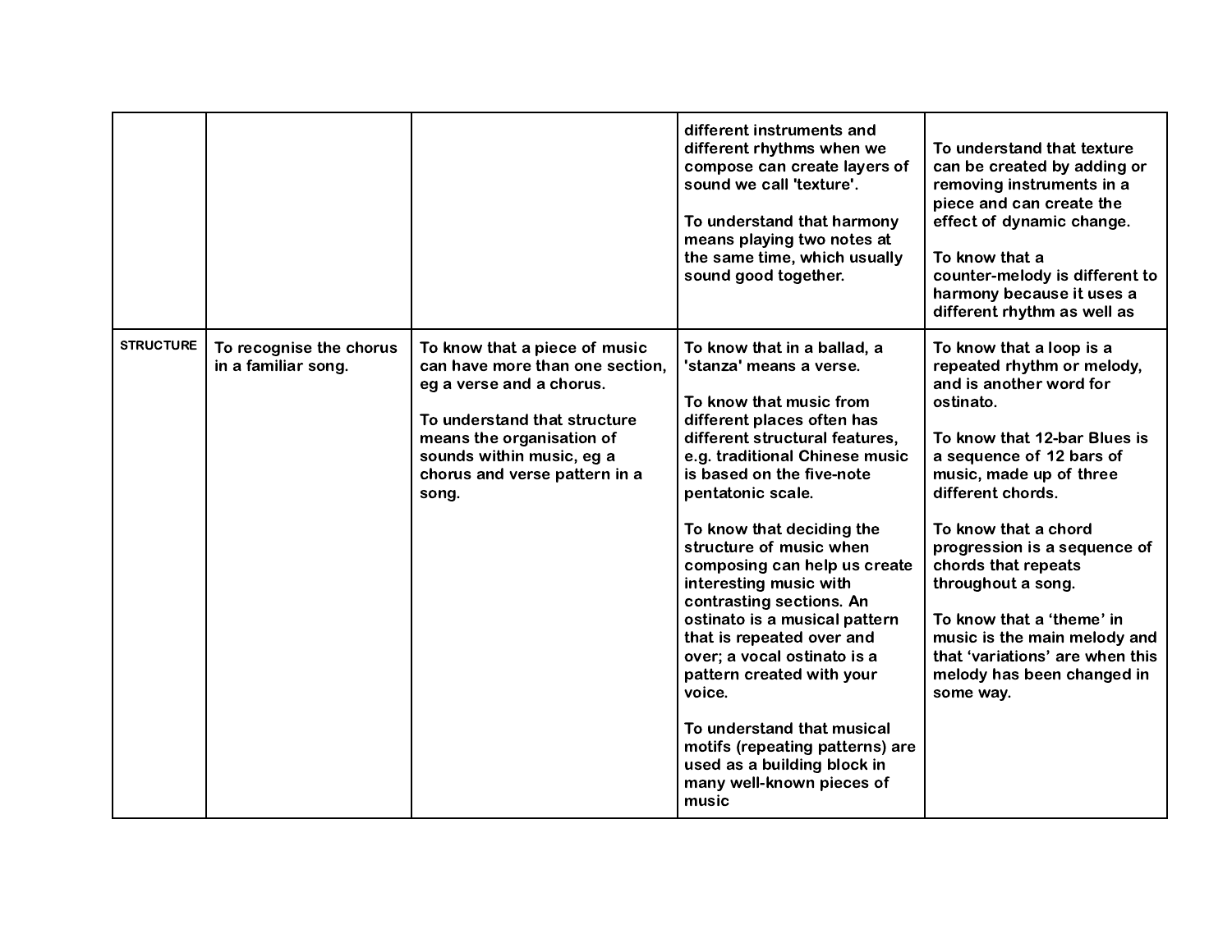| | | | | |
|---|---|---|---|---|
| | | | different instruments and different rhythms when we compose can create layers of sound we call 'texture'.<br><br>To understand that harmony means playing two notes at the same time, which usually sound good together. | To understand that texture can be created by adding or removing instruments in a piece and can create the effect of dynamic change.<br><br>To know that a counter-melody is different to harmony because it uses a different rhythm as well as |
| STRUCTURE | To recognise the chorus in a familiar song. | To know that a piece of music can have more than one section, eg a verse and a chorus.<br><br>To understand that structure means the organisation of sounds within music, eg a chorus and verse pattern in a song. | To know that in a ballad, a 'stanza' means a verse.<br><br>To know that music from different places often has different structural features, e.g. traditional Chinese music is based on the five-note pentatonic scale.<br><br>To know that deciding the structure of music when composing can help us create interesting music with contrasting sections. An ostinato is a musical pattern that is repeated over and over; a vocal ostinato is a pattern created with your voice.<br><br>To understand that musical motifs (repeating patterns) are used as a building block in many well-known pieces of music | To know that a loop is a repeated rhythm or melody, and is another word for ostinato.<br><br>To know that 12-bar Blues is a sequence of 12 bars of music, made up of three different chords.<br><br>To know that a chord progression is a sequence of chords that repeats throughout a song.<br><br>To know that a 'theme' in music is the main melody and that 'variations' are when this melody has been changed in some way. |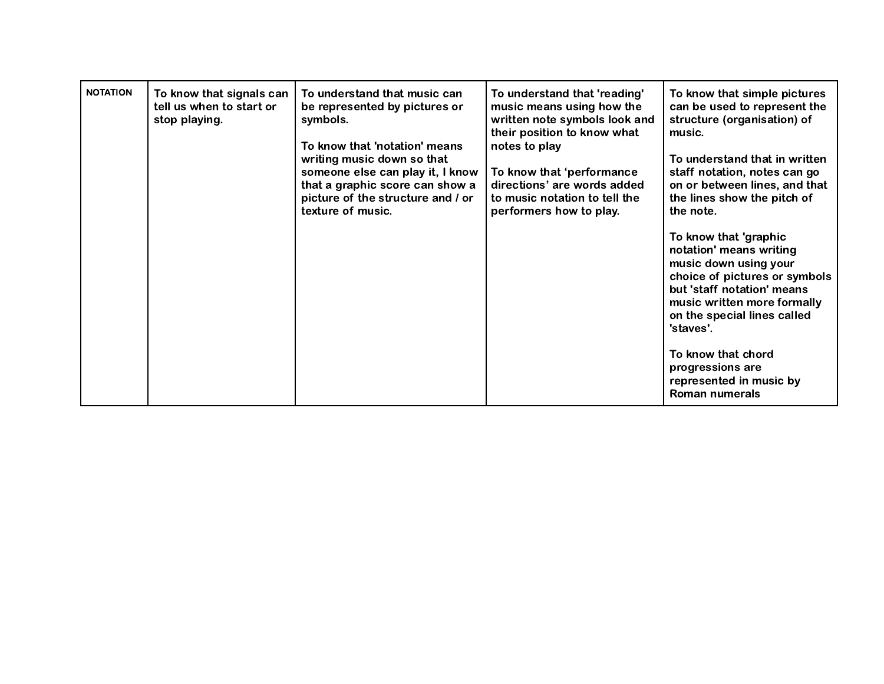| | | | | |
|---|---|---|---|---|
| NOTATION | To know that signals can tell us when to start or stop playing. | To understand that music can be represented by pictures or symbols.<br><br>To know that 'notation' means writing music down so that someone else can play it, I know that a graphic score can show a picture of the structure and / or texture of music. | To understand that 'reading' music means using how the written note symbols look and their position to know what notes to play<br><br>To know that 'performance directions' are words added to music notation to tell the performers how to play. | To know that simple pictures can be used to represent the structure (organisation) of music.<br><br>To understand that in written staff notation, notes can go on or between lines, and that the lines show the pitch of the note.<br><br>To know that 'graphic notation' means writing music down using your choice of pictures or symbols but 'staff notation' means music written more formally on the special lines called 'staves'.<br><br>To know that chord progressions are represented in music by Roman numerals |